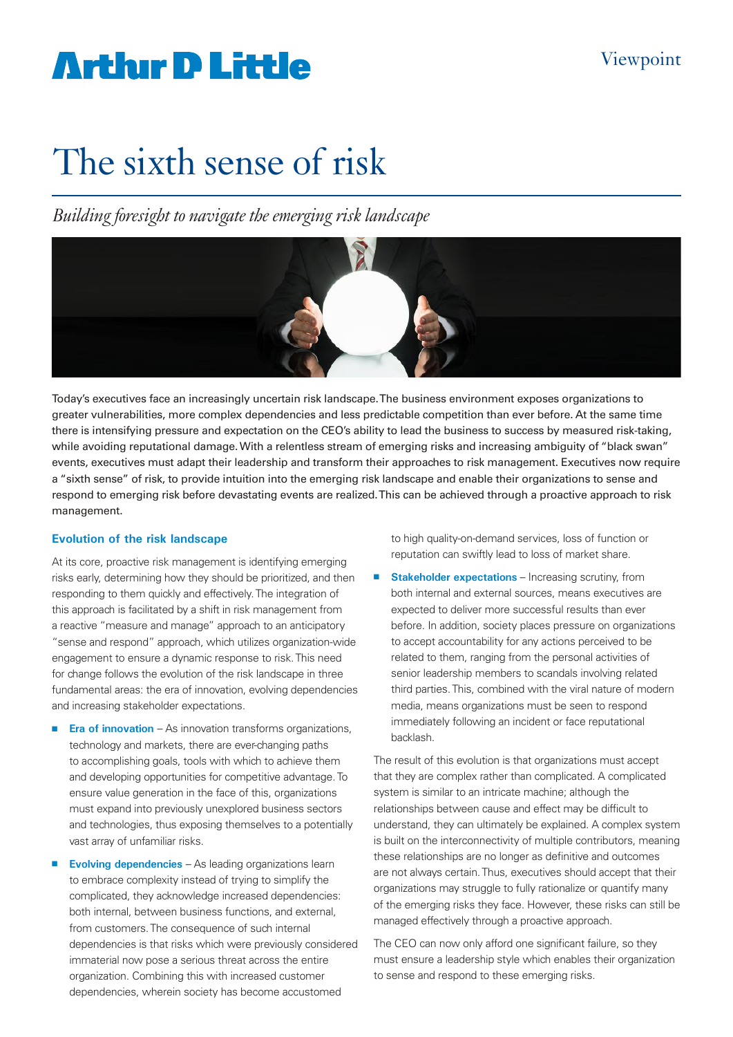Arthur D Little

Viewpoint

# The sixth sense of risk

*Building foresight to navigate the emerging risk landscape*

Today's executives face an increasingly uncertain risk landscape. The business environment exposes organizations to greater vulnerabilities, more complex dependencies and less predictable competition than ever before. At the same time there is intensifying pressure and expectation on the CEO's ability to lead the business to success by measured risk-taking, while avoiding reputational damage. With a relentless stream of emerging risks and increasing ambiguity of "black swan" events, executives must adapt their leadership and transform their approaches to risk management. Executives now require a "sixth sense" of risk, to provide intuition into the emerging risk landscape and enable their organizations to sense and respond to emerging risk before devastating events are realized. This can be achieved through a proactive approach to risk management.

## Evolution of the risk landscape

At its core, proactive risk management is identifying emerging risks early, determining how they should be prioritized, and then responding to them quickly and effectively. The integration of this approach is facilitated by a shift in risk management from a reactive "measure and manage" approach to an anticipatory "sense and respond" approach, which utilizes organization-wide engagement to ensure a dynamic response to risk. This need for change follows the evolution of the risk landscape in three fundamental areas: the era of innovation, evolving dependencies and increasing stakeholder expectations.

- **Era of innovation** – As innovation transforms organizations, technology and markets, there are ever-changing paths to accomplishing goals, tools with which to achieve them and developing opportunities for competitive advantage. To ensure value generation in the face of this, organizations must expand into previously unexplored business sectors and technologies, thus exposing themselves to a potentially vast array of unfamiliar risks.
- **Evolving dependencies** – As leading organizations learn to embrace complexity instead of trying to simplify the complicated, they acknowledge increased dependencies: both internal, between business functions, and external, from customers. The consequence of such internal dependencies is that risks which were previously considered immaterial now pose a serious threat across the entire organization. Combining this with increased customer dependencies, wherein society has become accustomed to high quality-on-demand services, loss of function or reputation can swiftly lead to loss of market share.
- **Stakeholder expectations** – Increasing scrutiny, from both internal and external sources, means executives are expected to deliver more successful results than ever before. In addition, society places pressure on organizations to accept accountability for any actions perceived to be related to them, ranging from the personal activities of senior leadership members to scandals involving related third parties. This, combined with the viral nature of modern media, means organizations must be seen to respond immediately following an incident or face reputational backlash.

The result of this evolution is that organizations must accept that they are complex rather than complicated. A complicated system is similar to an intricate machine; although the relationships between cause and effect may be difficult to understand, they can ultimately be explained. A complex system is built on the interconnectivity of multiple contributors, meaning these relationships are no longer as definitive and outcomes are not always certain. Thus, executives should accept that their organizations may struggle to fully rationalize or quantify many of the emerging risks they face. However, these risks can still be managed effectively through a proactive approach.

The CEO can now only afford one significant failure, so they must ensure a leadership style which enables their organization to sense and respond to these emerging risks.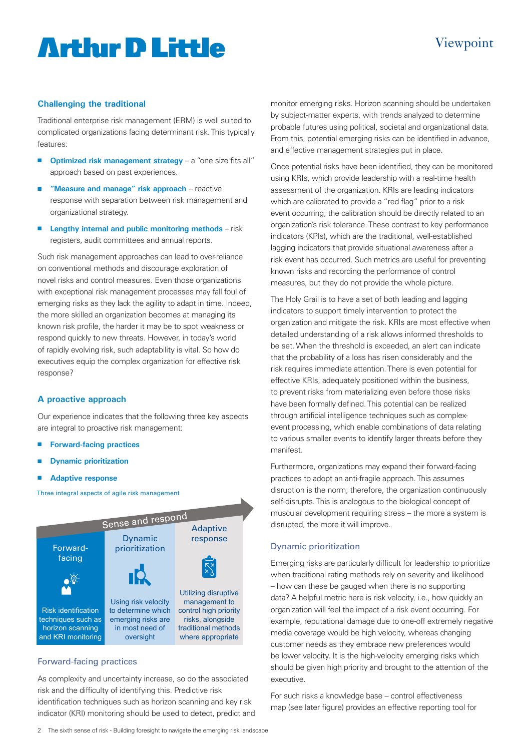## Challenging the traditional

Traditional enterprise risk management (ERM) is well suited to complicated organizations facing determinant risk. This typically features:

- **Optimized risk management strategy** – a "one size fits all" approach based on past experiences.
- **"Measure and manage" risk approach** – reactive response with separation between risk management and organizational strategy.
- **Lengthy internal and public monitoring methods** – risk registers, audit committees and annual reports.

Such risk management approaches can lead to over-reliance on conventional methods and discourage exploration of novel risks and control measures. Even those organizations with exceptional risk management processes may fall foul of emerging risks as they lack the agility to adapt in time. Indeed, the more skilled an organization becomes at managing its known risk profile, the harder it may be to spot weakness or respond quickly to new threats. However, in today's world of rapidly evolving risk, such adaptability is vital. So how do executives equip the complex organization for effective risk response?

## A proactive approach

Our experience indicates that the following three key aspects are integral to proactive risk management:

- **Forward-facing practices**
- **Dynamic prioritization**
- **Adaptive response**

Three integral aspects of agile risk management

Sense and respond

| Forward-facing | Dynamic prioritization | Adaptive response |
|---|---|---|
| Risk identification techniques such as horizon scanning and KRI monitoring | Using risk velocity to determine which emerging risks are in most need of oversight | Utilizing disruptive management to control high priority risks, alongside traditional methods where appropriate |

### Forward-facing practices

As complexity and uncertainty increase, so do the associated risk and the difficulty of identifying this. Predictive risk identification techniques such as horizon scanning and key risk indicator (KRI) monitoring should be used to detect, predict and monitor emerging risks. Horizon scanning should be undertaken by subject-matter experts, with trends analyzed to determine probable futures using political, societal and organizational data. From this, potential emerging risks can be identified in advance, and effective management strategies put in place.

Once potential risks have been identified, they can be monitored using KRIs, which provide leadership with a real-time health assessment of the organization. KRIs are leading indicators which are calibrated to provide a "red flag" prior to a risk event occurring; the calibration should be directly related to an organization's risk tolerance. These contrast to key performance indicators (KPIs), which are the traditional, well-established lagging indicators that provide situational awareness after a risk event has occurred. Such metrics are useful for preventing known risks and recording the performance of control measures, but they do not provide the whole picture.

The Holy Grail is to have a set of both leading and lagging indicators to support timely intervention to protect the organization and mitigate the risk. KRIs are most effective when detailed understanding of a risk allows informed thresholds to be set. When the threshold is exceeded, an alert can indicate that the probability of a loss has risen considerably and the risk requires immediate attention. There is even potential for effective KRIs, adequately positioned within the business, to prevent risks from materializing even before those risks have been formally defined. This potential can be realized through artificial intelligence techniques such as complex-event processing, which enable combinations of data relating to various smaller events to identify larger threats before they manifest.

Furthermore, organizations may expand their forward-facing practices to adopt an anti-fragile approach. This assumes disruption is the norm; therefore, the organization continuously self-disrupts. This is analogous to the biological concept of muscular development requiring stress – the more a system is disrupted, the more it will improve.

### Dynamic prioritization

Emerging risks are particularly difficult for leadership to prioritize when traditional rating methods rely on severity and likelihood – how can these be gauged when there is no supporting data? A helpful metric here is risk velocity, i.e., how quickly an organization will feel the impact of a risk event occurring. For example, reputational damage due to one-off extremely negative media coverage would be high velocity, whereas changing customer needs as they embrace new preferences would be lower velocity. It is the high-velocity emerging risks which should be given high priority and brought to the attention of the executive.

For such risks a knowledge base – control effectiveness map (see later figure) provides an effective reporting tool for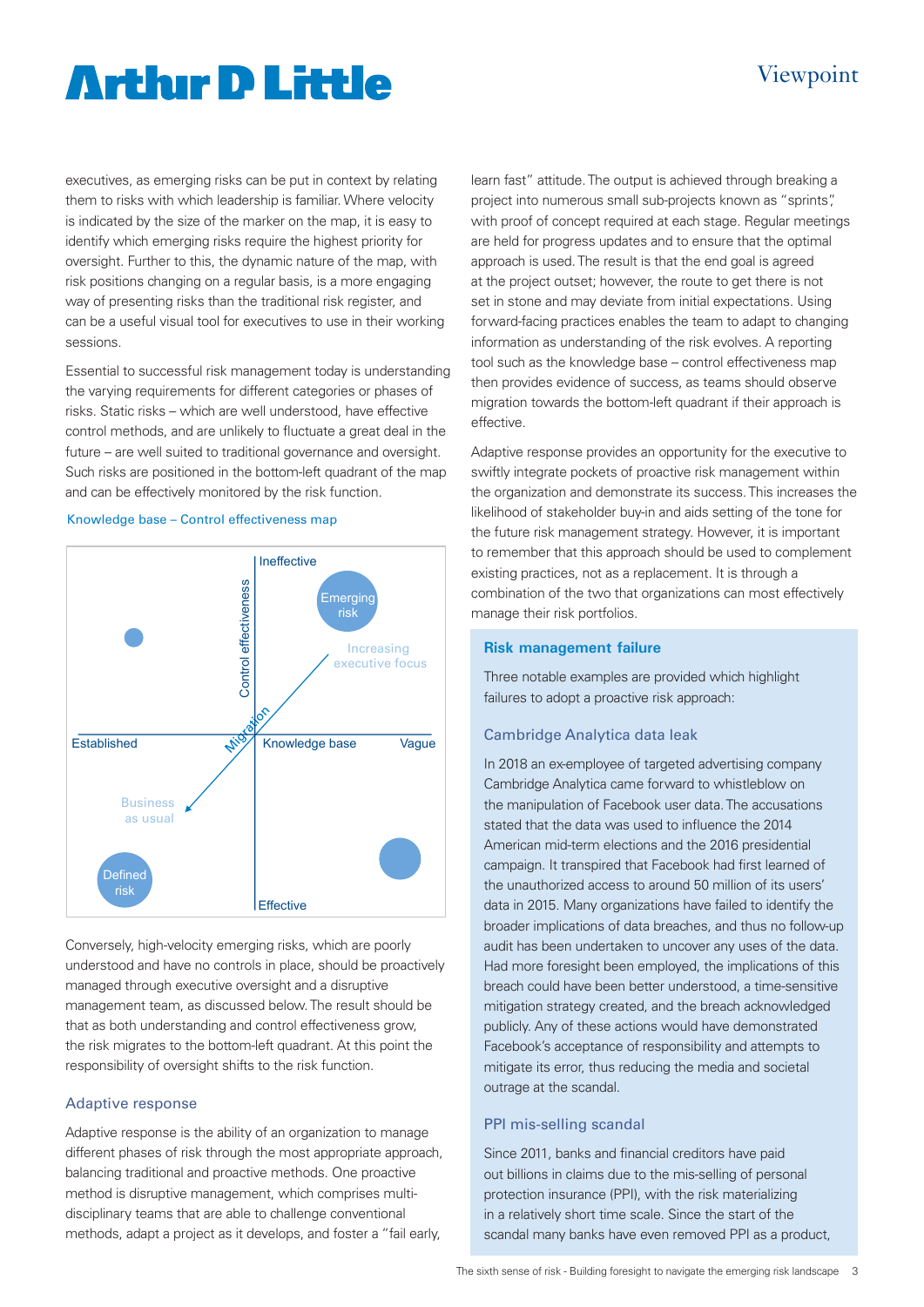executives, as emerging risks can be put in context by relating them to risks with which leadership is familiar. Where velocity is indicated by the size of the marker on the map, it is easy to identify which emerging risks require the highest priority for oversight. Further to this, the dynamic nature of the map, with risk positions changing on a regular basis, is a more engaging way of presenting risks than the traditional risk register, and can be a useful visual tool for executives to use in their working sessions.

Essential to successful risk management today is understanding the varying requirements for different categories or phases of risks. Static risks – which are well understood, have effective control methods, and are unlikely to fluctuate a great deal in the future – are well suited to traditional governance and oversight. Such risks are positioned in the bottom-left quadrant of the map and can be effectively monitored by the risk function.

Knowledge base – Control effectiveness map

Ineffective

Emerging risk

Control effectiveness

Increasing executive focus

Migration

Established

Knowledge base

Vague

Business as usual

Defined risk

Effective

Conversely, high-velocity emerging risks, which are poorly understood and have no controls in place, should be proactively managed through executive oversight and a disruptive management team, as discussed below. The result should be that as both understanding and control effectiveness grow, the risk migrates to the bottom-left quadrant. At this point the responsibility of oversight shifts to the risk function.

## Adaptive response

Adaptive response is the ability of an organization to manage different phases of risk through the most appropriate approach, balancing traditional and proactive methods. One proactive method is disruptive management, which comprises multi-disciplinary teams that are able to challenge conventional methods, adapt a project as it develops, and foster a "fail early, learn fast" attitude. The output is achieved through breaking a project into numerous small sub-projects known as "sprints", with proof of concept required at each stage. Regular meetings are held for progress updates and to ensure that the optimal approach is used. The result is that the end goal is agreed at the project outset; however, the route to get there is not set in stone and may deviate from initial expectations. Using forward-facing practices enables the team to adapt to changing information as understanding of the risk evolves. A reporting tool such as the knowledge base – control effectiveness map then provides evidence of success, as teams should observe migration towards the bottom-left quadrant if their approach is effective.

Adaptive response provides an opportunity for the executive to swiftly integrate pockets of proactive risk management within the organization and demonstrate its success. This increases the likelihood of stakeholder buy-in and aids setting of the tone for the future risk management strategy. However, it is important to remember that this approach should be used to complement existing practices, not as a replacement. It is through a combination of the two that organizations can most effectively manage their risk portfolios.

## Risk management failure

Three notable examples are provided which highlight failures to adopt a proactive risk approach:

### Cambridge Analytica data leak

In 2018 an ex-employee of targeted advertising company Cambridge Analytica came forward to whistleblow on the manipulation of Facebook user data. The accusations stated that the data was used to influence the 2014 American mid-term elections and the 2016 presidential campaign. It transpired that Facebook had first learned of the unauthorized access to around 50 million of its users' data in 2015. Many organizations have failed to identify the broader implications of data breaches, and thus no follow-up audit has been undertaken to uncover any uses of the data. Had more foresight been employed, the implications of this breach could have been better understood, a time-sensitive mitigation strategy created, and the breach acknowledged publicly. Any of these actions would have demonstrated Facebook's acceptance of responsibility and attempts to mitigate its error, thus reducing the media and societal outrage at the scandal.

### PPI mis-selling scandal

Since 2011, banks and financial creditors have paid out billions in claims due to the mis-selling of personal protection insurance (PPI), with the risk materializing in a relatively short time scale. Since the start of the scandal many banks have even removed PPI as a product,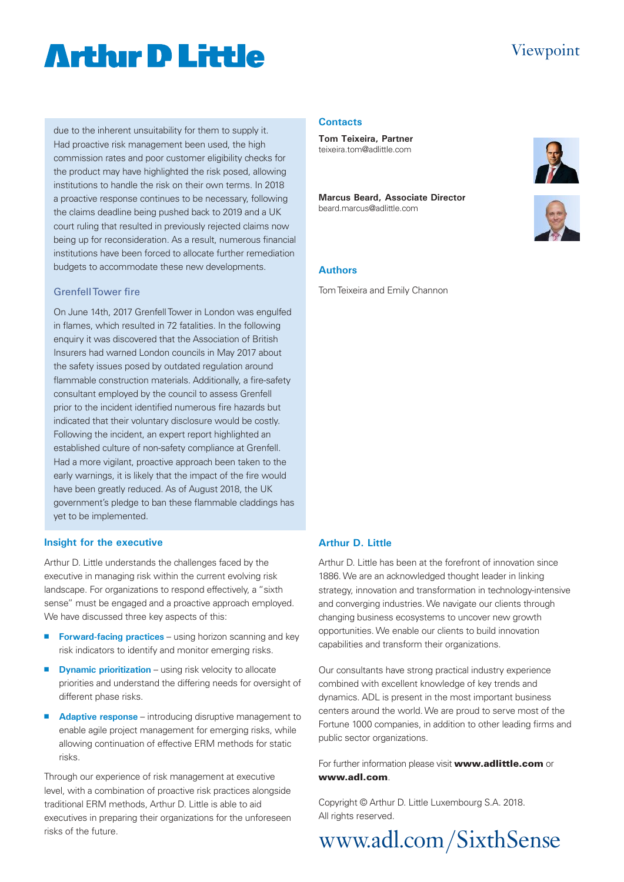due to the inherent unsuitability for them to supply it. Had proactive risk management been used, the high commission rates and poor customer eligibility checks for the product may have highlighted the risk posed, allowing institutions to handle the risk on their own terms. In 2018 a proactive response continues to be necessary, following the claims deadline being pushed back to 2019 and a UK court ruling that resulted in previously rejected claims now being up for reconsideration. As a result, numerous financial institutions have been forced to allocate further remediation budgets to accommodate these new developments.

### Grenfell Tower fire

On June 14th, 2017 Grenfell Tower in London was engulfed in flames, which resulted in 72 fatalities. In the following enquiry it was discovered that the Association of British Insurers had warned London councils in May 2017 about the safety issues posed by outdated regulation around flammable construction materials. Additionally, a fire-safety consultant employed by the council to assess Grenfell prior to the incident identified numerous fire hazards but indicated that their voluntary disclosure would be costly. Following the incident, an expert report highlighted an established culture of non-safety compliance at Grenfell. Had a more vigilant, proactive approach been taken to the early warnings, it is likely that the impact of the fire would have been greatly reduced. As of August 2018, the UK government's pledge to ban these flammable claddings has yet to be implemented.

## Insight for the executive

Arthur D. Little understands the challenges faced by the executive in managing risk within the current evolving risk landscape. For organizations to respond effectively, a "sixth sense" must be engaged and a proactive approach employed. We have discussed three key aspects of this:

- **Forward-facing practices** – using horizon scanning and key risk indicators to identify and monitor emerging risks.
- **Dynamic prioritization** – using risk velocity to allocate priorities and understand the differing needs for oversight of different phase risks.
- **Adaptive response** – introducing disruptive management to enable agile project management for emerging risks, while allowing continuation of effective ERM methods for static risks.

Through our experience of risk management at executive level, with a combination of proactive risk practices alongside traditional ERM methods, Arthur D. Little is able to aid executives in preparing their organizations for the unforeseen risks of the future.

## Contacts

**Tom Teixeira, Partner**
teixeira.tom@adlittle.com

**Marcus Beard, Associate Director**
beard.marcus@adlittle.com

## Authors

Tom Teixeira and Emily Channon

## Arthur D. Little

Arthur D. Little has been at the forefront of innovation since 1886. We are an acknowledged thought leader in linking strategy, innovation and transformation in technology-intensive and converging industries. We navigate our clients through changing business ecosystems to uncover new growth opportunities. We enable our clients to build innovation capabilities and transform their organizations.

Our consultants have strong practical industry experience combined with excellent knowledge of key trends and dynamics. ADL is present in the most important business centers around the world. We are proud to serve most of the Fortune 1000 companies, in addition to other leading firms and public sector organizations.

For further information please visit **www.adlittle.com** or **www.adl.com**.

Copyright © Arthur D. Little Luxembourg S.A. 2018. All rights reserved.

www.adl.com/SixthSense